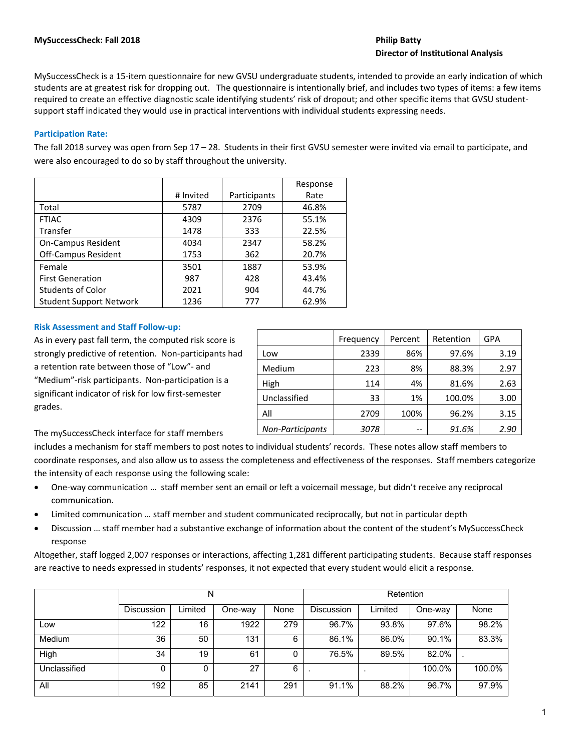**MySuccessCheck: Fall 2018**

**Philip Batty**
**Director of Institutional Analysis**

MySuccessCheck is a 15-item questionnaire for new GVSU undergraduate students, intended to provide an early indication of which students are at greatest risk for dropping out. The questionnaire is intentionally brief, and includes two types of items: a few items required to create an effective diagnostic scale identifying students' risk of dropout; and other specific items that GVSU student-support staff indicated they would use in practical interventions with individual students expressing needs.

## Participation Rate:

The fall 2018 survey was open from Sep 17 – 28. Students in their first GVSU semester were invited via email to participate, and were also encouraged to do so by staff throughout the university.

| | # Invited | Participants | Response Rate |
|---|---|---|---|
| Total | 5787 | 2709 | 46.8% |
| FTIAC | 4309 | 2376 | 55.1% |
| Transfer | 1478 | 333 | 22.5% |
| On-Campus Resident | 4034 | 2347 | 58.2% |
| Off-Campus Resident | 1753 | 362 | 20.7% |
| Female | 3501 | 1887 | 53.9% |
| First Generation | 987 | 428 | 43.4% |
| Students of Color | 2021 | 904 | 44.7% |
| Student Support Network | 1236 | 777 | 62.9% |

## Risk Assessment and Staff Follow-up:

As in every past fall term, the computed risk score is strongly predictive of retention. Non-participants had a retention rate between those of "Low"- and "Medium"-risk participants. Non-participation is a significant indicator of risk for low first-semester grades.

| | Frequency | Percent | Retention | GPA |
|---|---|---|---|---|
| Low | 2339 | 86% | 97.6% | 3.19 |
| Medium | 223 | 8% | 88.3% | 2.97 |
| High | 114 | 4% | 81.6% | 2.63 |
| Unclassified | 33 | 1% | 100.0% | 3.00 |
| All | 2709 | 100% | 96.2% | 3.15 |
| *Non-Participants* | *3078* | -- | *91.6%* | *2.90* |

The mySuccessCheck interface for staff members includes a mechanism for staff members to post notes to individual students' records. These notes allow staff members to coordinate responses, and also allow us to assess the completeness and effectiveness of the responses. Staff members categorize the intensity of each response using the following scale:

- One-way communication … staff member sent an email or left a voicemail message, but didn't receive any reciprocal communication.
- Limited communication … staff member and student communicated reciprocally, but not in particular depth
- Discussion … staff member had a substantive exchange of information about the content of the student's MySuccessCheck response

Altogether, staff logged 2,007 responses or interactions, affecting 1,281 different participating students. Because staff responses are reactive to needs expressed in students' responses, it not expected that every student would elicit a response.

| | N | | | | Retention | | | |
|---|---|---|---|---|---|---|---|---|
| | Discussion | Limited | One-way | None | Discussion | Limited | One-way | None |
| Low | 122 | 16 | 1922 | 279 | 96.7% | 93.8% | 97.6% | 98.2% |
| Medium | 36 | 50 | 131 | 6 | 86.1% | 86.0% | 90.1% | 83.3% |
| High | 34 | 19 | 61 | 0 | 76.5% | 89.5% | 82.0% | . |
| Unclassified | 0 | 0 | 27 | 6 | . | . | 100.0% | 100.0% |
| All | 192 | 85 | 2141 | 291 | 91.1% | 88.2% | 96.7% | 97.9% |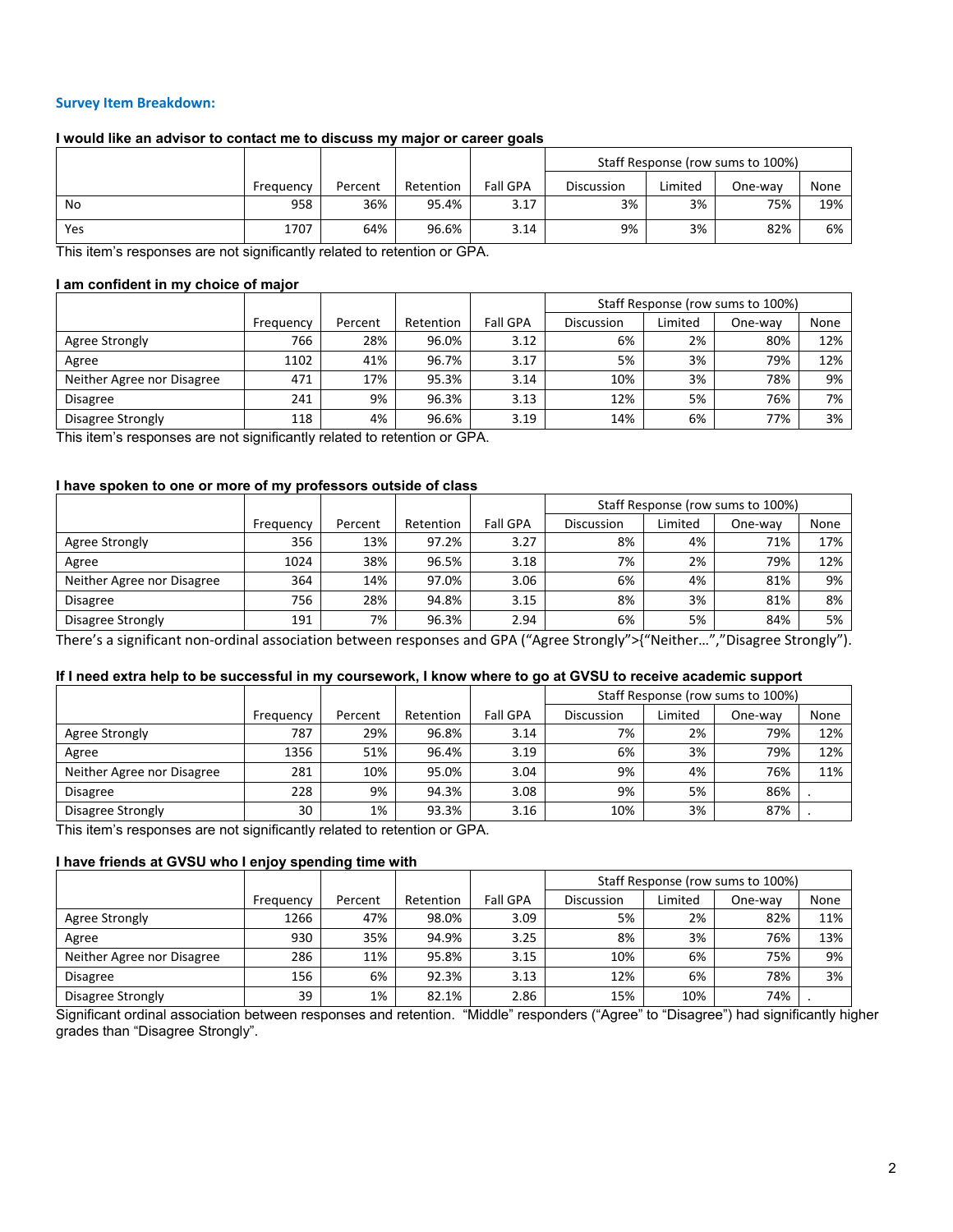### Survey Item Breakdown:

**I would like an advisor to contact me to discuss my major or career goals**

| | Frequency | Percent | Retention | Fall GPA | Staff Response (row sums to 100%) | | | |
|---|---|---|---|---|---|---|---|---|
| | | | | | Discussion | Limited | One-way | None |
| No | 958 | 36% | 95.4% | 3.17 | 3% | 3% | 75% | 19% |
| Yes | 1707 | 64% | 96.6% | 3.14 | 9% | 3% | 82% | 6% |

This item's responses are not significantly related to retention or GPA.

**I am confident in my choice of major**

| | Frequency | Percent | Retention | Fall GPA | Staff Response (row sums to 100%) | | | |
|---|---|---|---|---|---|---|---|---|
| | | | | | Discussion | Limited | One-way | None |
| Agree Strongly | 766 | 28% | 96.0% | 3.12 | 6% | 2% | 80% | 12% |
| Agree | 1102 | 41% | 96.7% | 3.17 | 5% | 3% | 79% | 12% |
| Neither Agree nor Disagree | 471 | 17% | 95.3% | 3.14 | 10% | 3% | 78% | 9% |
| Disagree | 241 | 9% | 96.3% | 3.13 | 12% | 5% | 76% | 7% |
| Disagree Strongly | 118 | 4% | 96.6% | 3.19 | 14% | 6% | 77% | 3% |

This item's responses are not significantly related to retention or GPA.

**I have spoken to one or more of my professors outside of class**

| | Frequency | Percent | Retention | Fall GPA | Staff Response (row sums to 100%) | | | |
|---|---|---|---|---|---|---|---|---|
| | | | | | Discussion | Limited | One-way | None |
| Agree Strongly | 356 | 13% | 97.2% | 3.27 | 8% | 4% | 71% | 17% |
| Agree | 1024 | 38% | 96.5% | 3.18 | 7% | 2% | 79% | 12% |
| Neither Agree nor Disagree | 364 | 14% | 97.0% | 3.06 | 6% | 4% | 81% | 9% |
| Disagree | 756 | 28% | 94.8% | 3.15 | 8% | 3% | 81% | 8% |
| Disagree Strongly | 191 | 7% | 96.3% | 2.94 | 6% | 5% | 84% | 5% |

There's a significant non-ordinal association between responses and GPA ("Agree Strongly">{"Neither…","Disagree Strongly").

**If I need extra help to be successful in my coursework, I know where to go at GVSU to receive academic support**

| | Frequency | Percent | Retention | Fall GPA | Staff Response (row sums to 100%) | | | |
|---|---|---|---|---|---|---|---|---|
| | | | | | Discussion | Limited | One-way | None |
| Agree Strongly | 787 | 29% | 96.8% | 3.14 | 7% | 2% | 79% | 12% |
| Agree | 1356 | 51% | 96.4% | 3.19 | 6% | 3% | 79% | 12% |
| Neither Agree nor Disagree | 281 | 10% | 95.0% | 3.04 | 9% | 4% | 76% | 11% |
| Disagree | 228 | 9% | 94.3% | 3.08 | 9% | 5% | 86% | . |
| Disagree Strongly | 30 | 1% | 93.3% | 3.16 | 10% | 3% | 87% | . |

This item's responses are not significantly related to retention or GPA.

**I have friends at GVSU who I enjoy spending time with**

| | Frequency | Percent | Retention | Fall GPA | Staff Response (row sums to 100%) | | | |
|---|---|---|---|---|---|---|---|---|
| | | | | | Discussion | Limited | One-way | None |
| Agree Strongly | 1266 | 47% | 98.0% | 3.09 | 5% | 2% | 82% | 11% |
| Agree | 930 | 35% | 94.9% | 3.25 | 8% | 3% | 76% | 13% |
| Neither Agree nor Disagree | 286 | 11% | 95.8% | 3.15 | 10% | 6% | 75% | 9% |
| Disagree | 156 | 6% | 92.3% | 3.13 | 12% | 6% | 78% | 3% |
| Disagree Strongly | 39 | 1% | 82.1% | 2.86 | 15% | 10% | 74% | . |

Significant ordinal association between responses and retention. "Middle" responders ("Agree" to "Disagree") had significantly higher grades than "Disagree Strongly".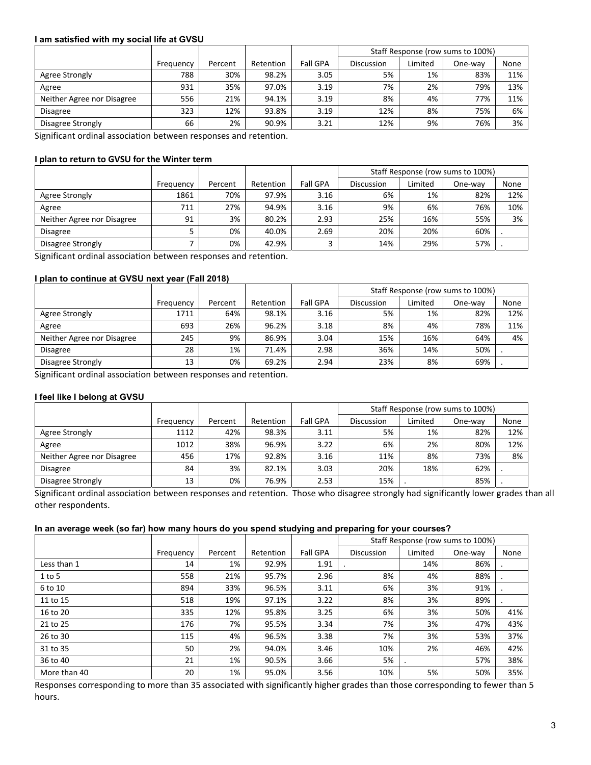**I am satisfied with my social life at GVSU**

| | Frequency | Percent | Retention | Fall GPA | Staff Response (row sums to 100%) | | | |
|---|---|---|---|---|---|---|---|---|
| | | | | | Discussion | Limited | One-way | None |
| Agree Strongly | 788 | 30% | 98.2% | 3.05 | 5% | 1% | 83% | 11% |
| Agree | 931 | 35% | 97.0% | 3.19 | 7% | 2% | 79% | 13% |
| Neither Agree nor Disagree | 556 | 21% | 94.1% | 3.19 | 8% | 4% | 77% | 11% |
| Disagree | 323 | 12% | 93.8% | 3.19 | 12% | 8% | 75% | 6% |
| Disagree Strongly | 66 | 2% | 90.9% | 3.21 | 12% | 9% | 76% | 3% |

Significant ordinal association between responses and retention.

**I plan to return to GVSU for the Winter term**

| | Frequency | Percent | Retention | Fall GPA | Staff Response (row sums to 100%) | | | |
|---|---|---|---|---|---|---|---|---|
| | | | | | Discussion | Limited | One-way | None |
| Agree Strongly | 1861 | 70% | 97.9% | 3.16 | 6% | 1% | 82% | 12% |
| Agree | 711 | 27% | 94.9% | 3.16 | 9% | 6% | 76% | 10% |
| Neither Agree nor Disagree | 91 | 3% | 80.2% | 2.93 | 25% | 16% | 55% | 3% |
| Disagree | 5 | 0% | 40.0% | 2.69 | 20% | 20% | 60% | . |
| Disagree Strongly | 7 | 0% | 42.9% | 3 | 14% | 29% | 57% | . |

Significant ordinal association between responses and retention.

**I plan to continue at GVSU next year (Fall 2018)**

| | Frequency | Percent | Retention | Fall GPA | Staff Response (row sums to 100%) | | | |
|---|---|---|---|---|---|---|---|---|
| | | | | | Discussion | Limited | One-way | None |
| Agree Strongly | 1711 | 64% | 98.1% | 3.16 | 5% | 1% | 82% | 12% |
| Agree | 693 | 26% | 96.2% | 3.18 | 8% | 4% | 78% | 11% |
| Neither Agree nor Disagree | 245 | 9% | 86.9% | 3.04 | 15% | 16% | 64% | 4% |
| Disagree | 28 | 1% | 71.4% | 2.98 | 36% | 14% | 50% | . |
| Disagree Strongly | 13 | 0% | 69.2% | 2.94 | 23% | 8% | 69% | . |

Significant ordinal association between responses and retention.

**I feel like I belong at GVSU**

| | Frequency | Percent | Retention | Fall GPA | Staff Response (row sums to 100%) | | | |
|---|---|---|---|---|---|---|---|---|
| | | | | | Discussion | Limited | One-way | None |
| Agree Strongly | 1112 | 42% | 98.3% | 3.11 | 5% | 1% | 82% | 12% |
| Agree | 1012 | 38% | 96.9% | 3.22 | 6% | 2% | 80% | 12% |
| Neither Agree nor Disagree | 456 | 17% | 92.8% | 3.16 | 11% | 8% | 73% | 8% |
| Disagree | 84 | 3% | 82.1% | 3.03 | 20% | 18% | 62% | . |
| Disagree Strongly | 13 | 0% | 76.9% | 2.53 | 15% | . | 85% | . |

Significant ordinal association between responses and retention. Those who disagree strongly had significantly lower grades than all other respondents.

**In an average week (so far) how many hours do you spend studying and preparing for your courses?**

| | Frequency | Percent | Retention | Fall GPA | Staff Response (row sums to 100%) | | | |
|---|---|---|---|---|---|---|---|---|
| | | | | | Discussion | Limited | One-way | None |
| Less than 1 | 14 | 1% | 92.9% | 1.91 | . | 14% | 86% | . |
| 1 to 5 | 558 | 21% | 95.7% | 2.96 | 8% | 4% | 88% | . |
| 6 to 10 | 894 | 33% | 96.5% | 3.11 | 6% | 3% | 91% | . |
| 11 to 15 | 518 | 19% | 97.1% | 3.22 | 8% | 3% | 89% | . |
| 16 to 20 | 335 | 12% | 95.8% | 3.25 | 6% | 3% | 50% | 41% |
| 21 to 25 | 176 | 7% | 95.5% | 3.34 | 7% | 3% | 47% | 43% |
| 26 to 30 | 115 | 4% | 96.5% | 3.38 | 7% | 3% | 53% | 37% |
| 31 to 35 | 50 | 2% | 94.0% | 3.46 | 10% | 2% | 46% | 42% |
| 36 to 40 | 21 | 1% | 90.5% | 3.66 | 5% | . | 57% | 38% |
| More than 40 | 20 | 1% | 95.0% | 3.56 | 10% | 5% | 50% | 35% |

Responses corresponding to more than 35 associated with significantly higher grades than those corresponding to fewer than 5 hours.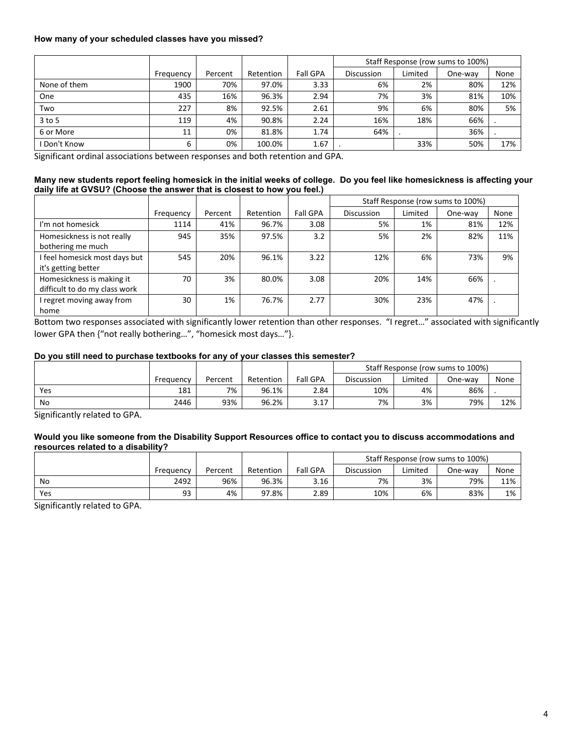**How many of your scheduled classes have you missed?**

| | | | | | Staff Response (row sums to 100%) | | | |
|---|---|---|---|---|---|---|---|---|
| | Frequency | Percent | Retention | Fall GPA | Discussion | Limited | One-way | None |
| None of them | 1900 | 70% | 97.0% | 3.33 | 6% | 2% | 80% | 12% |
| One | 435 | 16% | 96.3% | 2.94 | 7% | 3% | 81% | 10% |
| Two | 227 | 8% | 92.5% | 2.61 | 9% | 6% | 80% | 5% |
| 3 to 5 | 119 | 4% | 90.8% | 2.24 | 16% | 18% | 66% | . |
| 6 or More | 11 | 0% | 81.8% | 1.74 | 64% | . | 36% | . |
| I Don't Know | 6 | 0% | 100.0% | 1.67 | . | 33% | 50% | 17% |

Significant ordinal associations between responses and both retention and GPA.

**Many new students report feeling homesick in the initial weeks of college. Do you feel like homesickness is affecting your daily life at GVSU? (Choose the answer that is closest to how you feel.)**

| | | | | | Staff Response (row sums to 100%) | | | |
|---|---|---|---|---|---|---|---|---|
| | Frequency | Percent | Retention | Fall GPA | Discussion | Limited | One-way | None |
| I'm not homesick | 1114 | 41% | 96.7% | 3.08 | 5% | 1% | 81% | 12% |
| Homesickness is not really bothering me much | 945 | 35% | 97.5% | 3.2 | 5% | 2% | 82% | 11% |
| I feel homesick most days but it's getting better | 545 | 20% | 96.1% | 3.22 | 12% | 6% | 73% | 9% |
| Homesickness is making it difficult to do my class work | 70 | 3% | 80.0% | 3.08 | 20% | 14% | 66% | . |
| I regret moving away from home | 30 | 1% | 76.7% | 2.77 | 30% | 23% | 47% | . |

Bottom two responses associated with significantly lower retention than other responses. "I regret…" associated with significantly lower GPA then {"not really bothering…", "homesick most days…"}.

**Do you still need to purchase textbooks for any of your classes this semester?**

| | | | | | Staff Response (row sums to 100%) | | | |
|---|---|---|---|---|---|---|---|---|
| | Frequency | Percent | Retention | Fall GPA | Discussion | Limited | One-way | None |
| Yes | 181 | 7% | 96.1% | 2.84 | 10% | 4% | 86% | . |
| No | 2446 | 93% | 96.2% | 3.17 | 7% | 3% | 79% | 12% |

Significantly related to GPA.

**Would you like someone from the Disability Support Resources office to contact you to discuss accommodations and resources related to a disability?**

| | | | | | Staff Response (row sums to 100%) | | | |
|---|---|---|---|---|---|---|---|---|
| | Frequency | Percent | Retention | Fall GPA | Discussion | Limited | One-way | None |
| No | 2492 | 96% | 96.3% | 3.16 | 7% | 3% | 79% | 11% |
| Yes | 93 | 4% | 97.8% | 2.89 | 10% | 6% | 83% | 1% |

Significantly related to GPA.